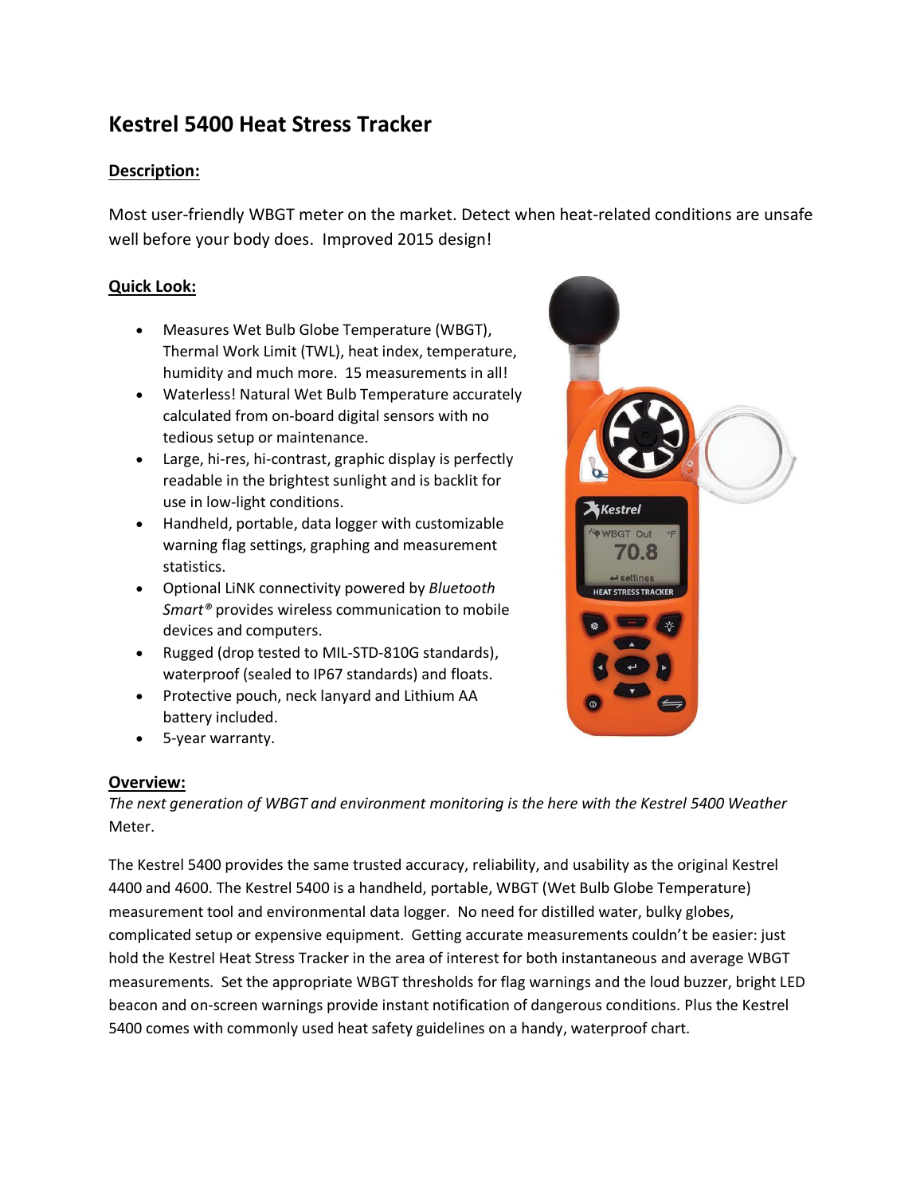# Kestrel 5400 Heat Stress Tracker

## Description:

Most user-friendly WBGT meter on the market. Detect when heat-related conditions are unsafe well before your body does. Improved 2015 design!

## Quick Look:

- Measures Wet Bulb Globe Temperature (WBGT), Thermal Work Limit (TWL), heat index, temperature, humidity and much more. 15 measurements in all!
- Waterless! Natural Wet Bulb Temperature accurately calculated from on-board digital sensors with no tedious setup or maintenance.
- Large, hi-res, hi-contrast, graphic display is perfectly readable in the brightest sunlight and is backlit for use in low-light conditions.
- Handheld, portable, data logger with customizable warning flag settings, graphing and measurement statistics.
- Optional LiNK connectivity powered by *Bluetooth Smart®* provides wireless communication to mobile devices and computers.
- Rugged (drop tested to MIL-STD-810G standards), waterproof (sealed to IP67 standards) and floats.
- Protective pouch, neck lanyard and Lithium AA battery included.
- 5-year warranty.

## Overview:

*The next generation of WBGT and environment monitoring is the here with the Kestrel 5400 Weather* Meter.

The Kestrel 5400 provides the same trusted accuracy, reliability, and usability as the original Kestrel 4400 and 4600. The Kestrel 5400 is a handheld, portable, WBGT (Wet Bulb Globe Temperature) measurement tool and environmental data logger. No need for distilled water, bulky globes, complicated setup or expensive equipment. Getting accurate measurements couldn't be easier: just hold the Kestrel Heat Stress Tracker in the area of interest for both instantaneous and average WBGT measurements. Set the appropriate WBGT thresholds for flag warnings and the loud buzzer, bright LED beacon and on-screen warnings provide instant notification of dangerous conditions. Plus the Kestrel 5400 comes with commonly used heat safety guidelines on a handy, waterproof chart.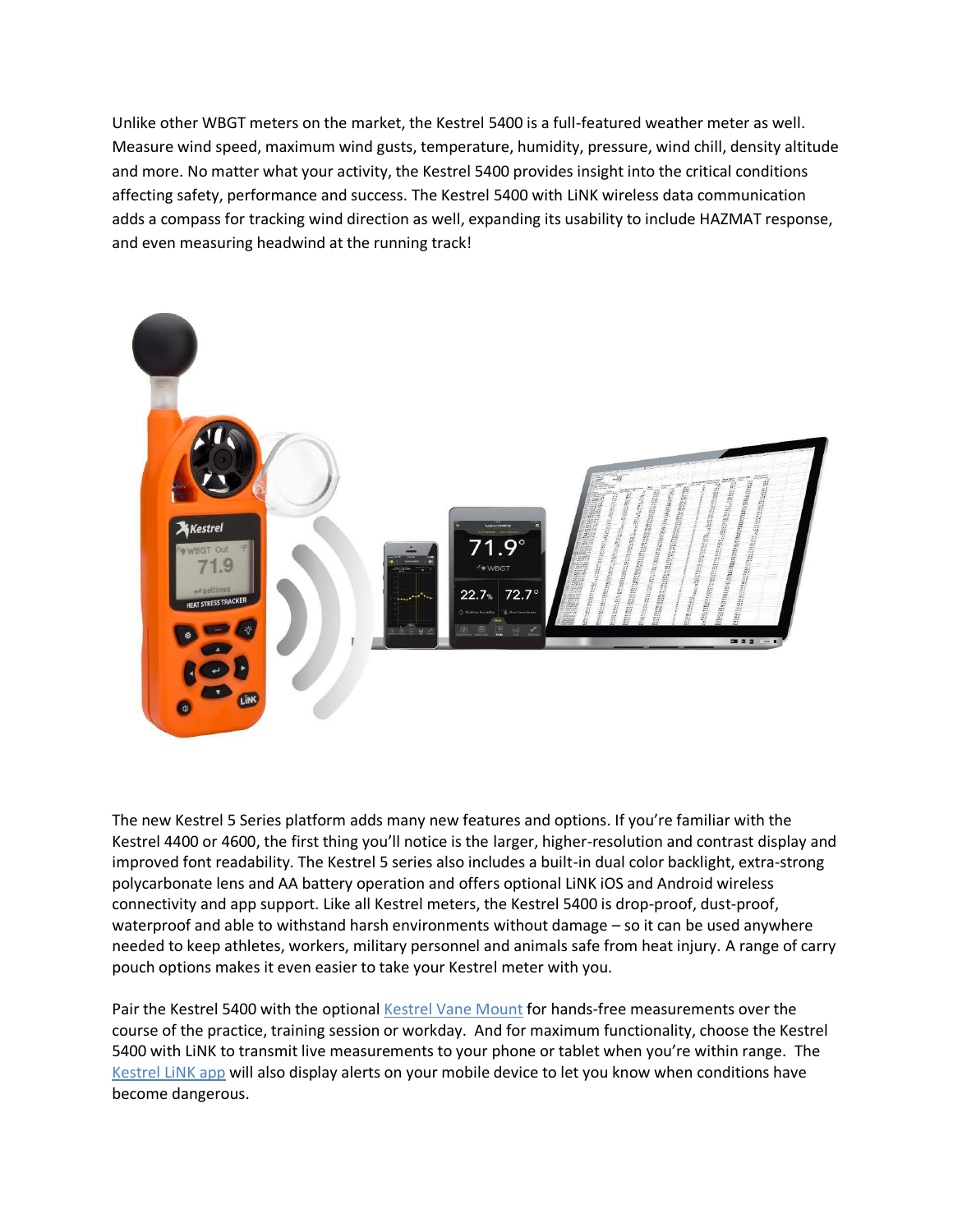Unlike other WBGT meters on the market, the Kestrel 5400 is a full-featured weather meter as well. Measure wind speed, maximum wind gusts, temperature, humidity, pressure, wind chill, density altitude and more. No matter what your activity, the Kestrel 5400 provides insight into the critical conditions affecting safety, performance and success. The Kestrel 5400 with LiNK wireless data communication adds a compass for tracking wind direction as well, expanding its usability to include HAZMAT response, and even measuring headwind at the running track!

The new Kestrel 5 Series platform adds many new features and options. If you're familiar with the Kestrel 4400 or 4600, the first thing you'll notice is the larger, higher-resolution and contrast display and improved font readability. The Kestrel 5 series also includes a built-in dual color backlight, extra-strong polycarbonate lens and AA battery operation and offers optional LiNK iOS and Android wireless connectivity and app support. Like all Kestrel meters, the Kestrel 5400 is drop-proof, dust-proof, waterproof and able to withstand harsh environments without damage – so it can be used anywhere needed to keep athletes, workers, military personnel and animals safe from heat injury. A range of carry pouch options makes it even easier to take your Kestrel meter with you.

Pair the Kestrel 5400 with the optional Kestrel Vane Mount for hands-free measurements over the course of the practice, training session or workday. And for maximum functionality, choose the Kestrel 5400 with LiNK to transmit live measurements to your phone or tablet when you're within range. The Kestrel LiNK app will also display alerts on your mobile device to let you know when conditions have become dangerous.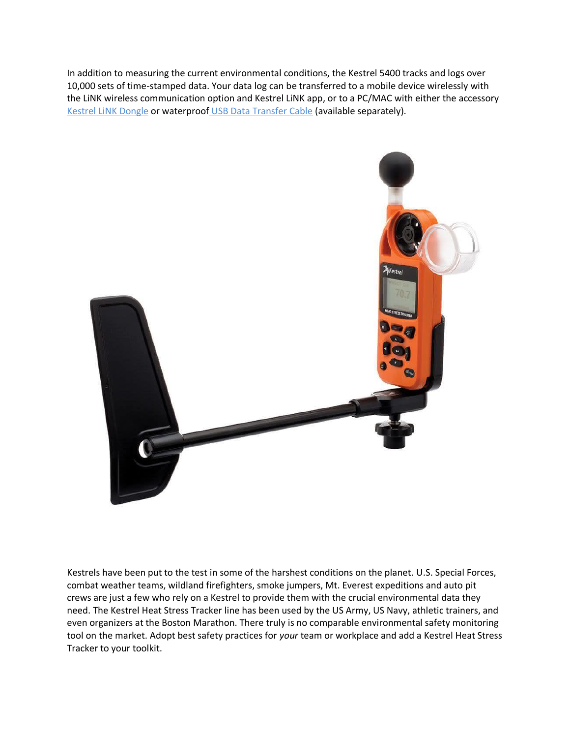In addition to measuring the current environmental conditions, the Kestrel 5400 tracks and logs over 10,000 sets of time-stamped data. Your data log can be transferred to a mobile device wirelessly with the LiNK wireless communication option and Kestrel LiNK app, or to a PC/MAC with either the accessory [Kestrel LiNK Dongle]() or waterproof [USB Data Transfer Cable]() (available separately).

Kestrels have been put to the test in some of the harshest conditions on the planet. U.S. Special Forces, combat weather teams, wildland firefighters, smoke jumpers, Mt. Everest expeditions and auto pit crews are just a few who rely on a Kestrel to provide them with the crucial environmental data they need. The Kestrel Heat Stress Tracker line has been used by the US Army, US Navy, athletic trainers, and even organizers at the Boston Marathon. There truly is no comparable environmental safety monitoring tool on the market. Adopt best safety practices for *your* team or workplace and add a Kestrel Heat Stress Tracker to your toolkit.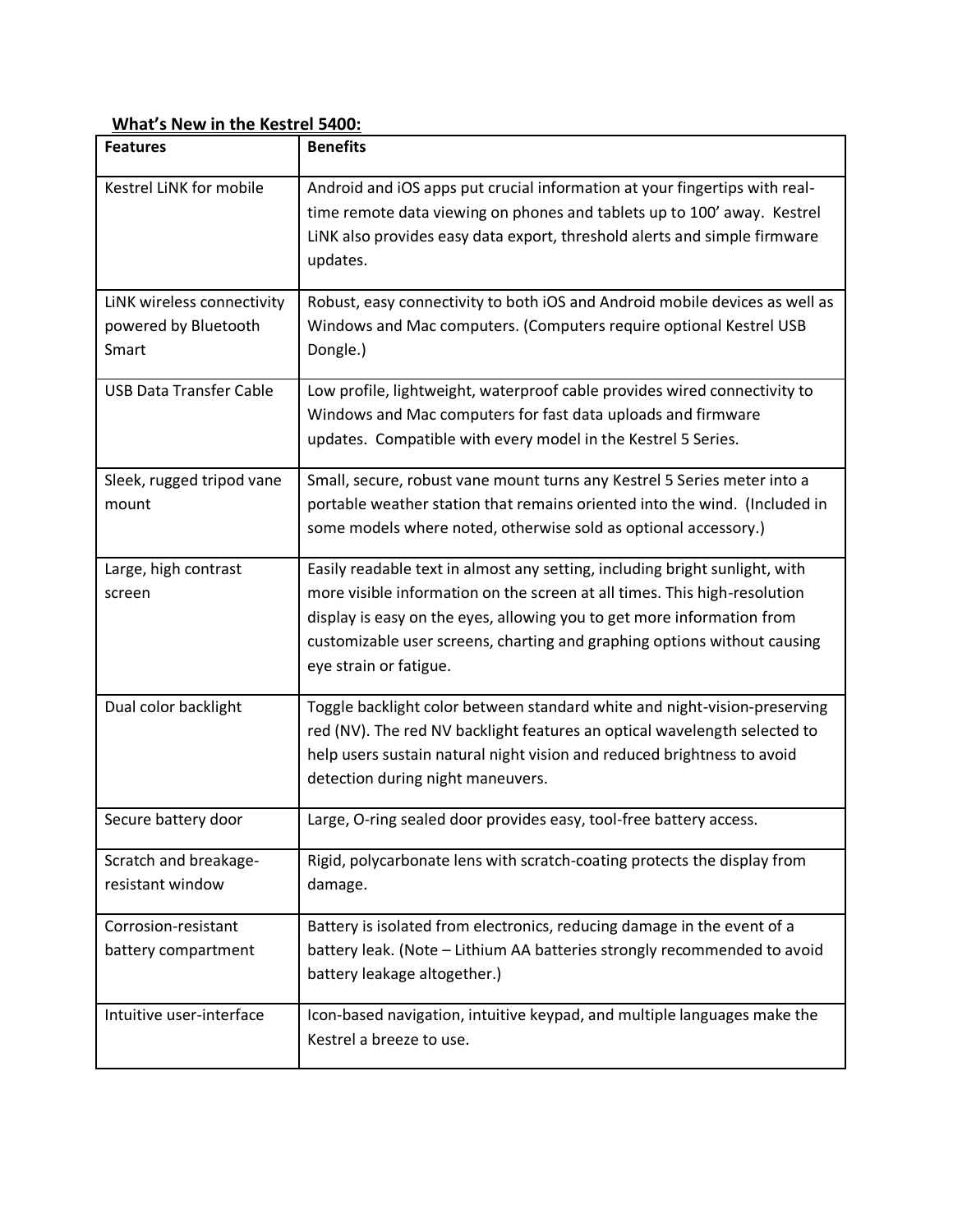**What's New in the Kestrel 5400:**

| Features | Benefits |
| --- | --- |
| Kestrel LiNK for mobile | Android and iOS apps put crucial information at your fingertips with real-time remote data viewing on phones and tablets up to 100' away. Kestrel LiNK also provides easy data export, threshold alerts and simple firmware updates. |
| LiNK wireless connectivity powered by Bluetooth Smart | Robust, easy connectivity to both iOS and Android mobile devices as well as Windows and Mac computers. (Computers require optional Kestrel USB Dongle.) |
| USB Data Transfer Cable | Low profile, lightweight, waterproof cable provides wired connectivity to Windows and Mac computers for fast data uploads and firmware updates. Compatible with every model in the Kestrel 5 Series. |
| Sleek, rugged tripod vane mount | Small, secure, robust vane mount turns any Kestrel 5 Series meter into a portable weather station that remains oriented into the wind. (Included in some models where noted, otherwise sold as optional accessory.) |
| Large, high contrast screen | Easily readable text in almost any setting, including bright sunlight, with more visible information on the screen at all times. This high-resolution display is easy on the eyes, allowing you to get more information from customizable user screens, charting and graphing options without causing eye strain or fatigue. |
| Dual color backlight | Toggle backlight color between standard white and night-vision-preserving red (NV). The red NV backlight features an optical wavelength selected to help users sustain natural night vision and reduced brightness to avoid detection during night maneuvers. |
| Secure battery door | Large, O-ring sealed door provides easy, tool-free battery access. |
| Scratch and breakage-resistant window | Rigid, polycarbonate lens with scratch-coating protects the display from damage. |
| Corrosion-resistant battery compartment | Battery is isolated from electronics, reducing damage in the event of a battery leak. (Note – Lithium AA batteries strongly recommended to avoid battery leakage altogether.) |
| Intuitive user-interface | Icon-based navigation, intuitive keypad, and multiple languages make the Kestrel a breeze to use. |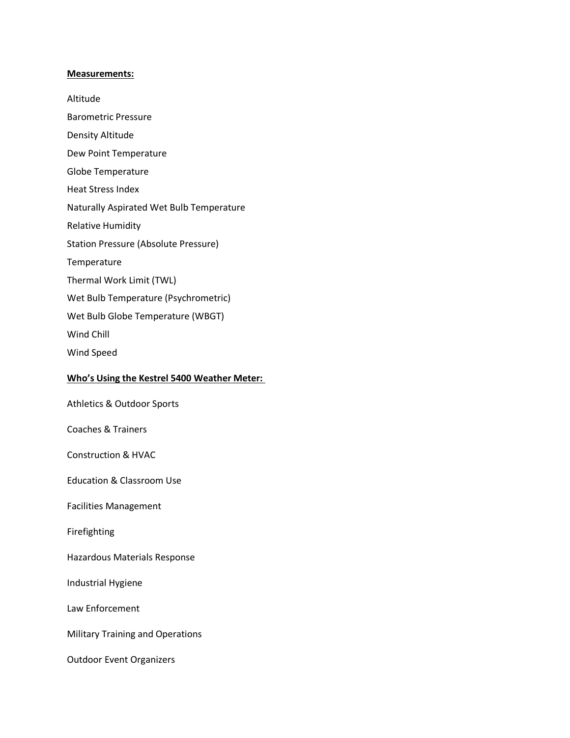**Measurements:**

Altitude

Barometric Pressure

Density Altitude

Dew Point Temperature

Globe Temperature

Heat Stress Index

Naturally Aspirated Wet Bulb Temperature

Relative Humidity

Station Pressure (Absolute Pressure)

Temperature

Thermal Work Limit (TWL)

Wet Bulb Temperature (Psychrometric)

Wet Bulb Globe Temperature (WBGT)

Wind Chill

Wind Speed

**Who's Using the Kestrel 5400 Weather Meter:**

Athletics & Outdoor Sports

Coaches & Trainers

Construction & HVAC

Education & Classroom Use

Facilities Management

Firefighting

Hazardous Materials Response

Industrial Hygiene

Law Enforcement

Military Training and Operations

Outdoor Event Organizers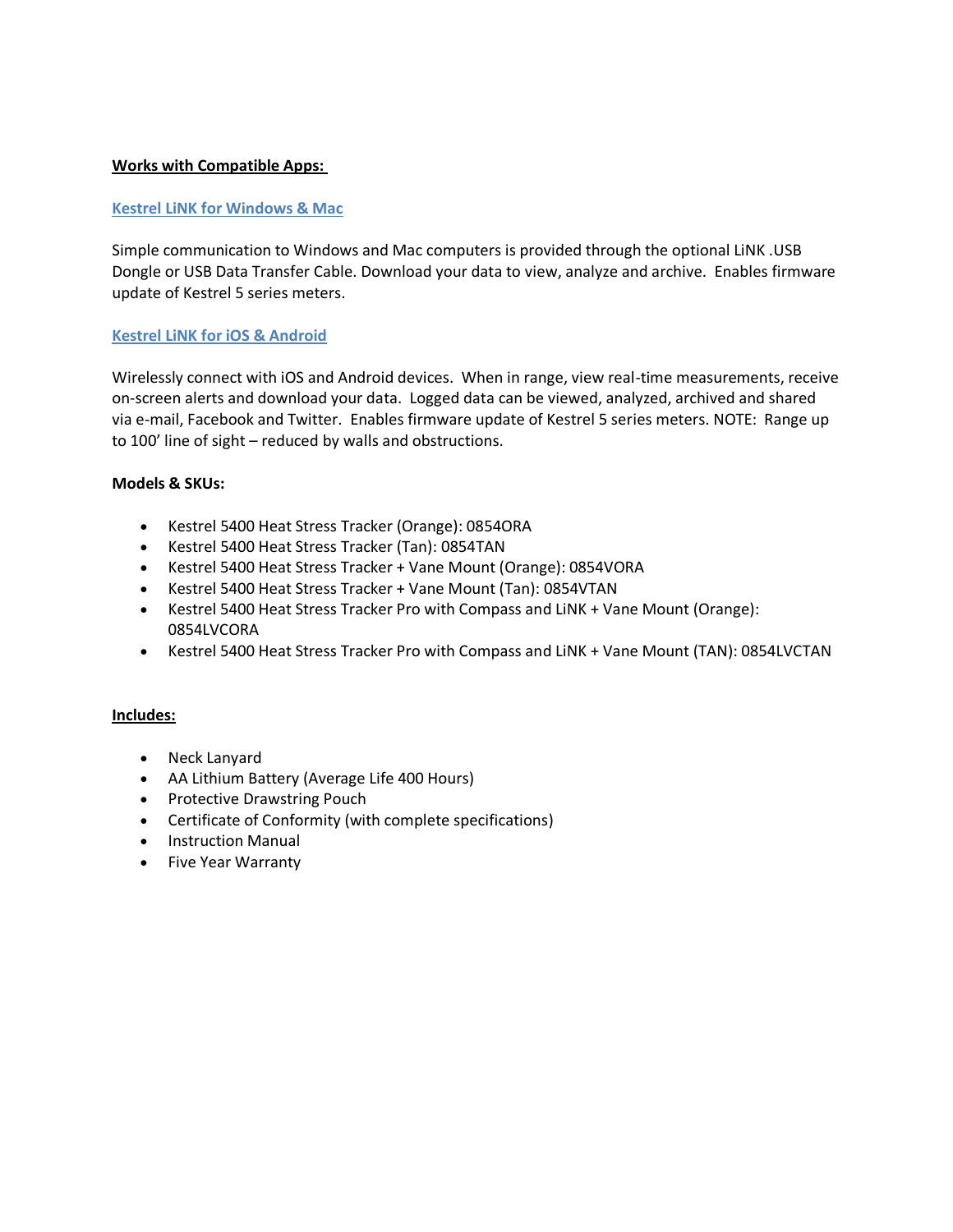**Works with Compatible Apps:**

**Kestrel LiNK for Windows & Mac**

Simple communication to Windows and Mac computers is provided through the optional LiNK .USB Dongle or USB Data Transfer Cable. Download your data to view, analyze and archive. Enables firmware update of Kestrel 5 series meters.

**Kestrel LiNK for iOS & Android**

Wirelessly connect with iOS and Android devices. When in range, view real-time measurements, receive on-screen alerts and download your data. Logged data can be viewed, analyzed, archived and shared via e-mail, Facebook and Twitter. Enables firmware update of Kestrel 5 series meters. NOTE: Range up to 100' line of sight – reduced by walls and obstructions.

**Models & SKUs:**

- Kestrel 5400 Heat Stress Tracker (Orange): 0854ORA
- Kestrel 5400 Heat Stress Tracker (Tan): 0854TAN
- Kestrel 5400 Heat Stress Tracker + Vane Mount (Orange): 0854VORA
- Kestrel 5400 Heat Stress Tracker + Vane Mount (Tan): 0854VTAN
- Kestrel 5400 Heat Stress Tracker Pro with Compass and LiNK + Vane Mount (Orange): 0854LVCORA
- Kestrel 5400 Heat Stress Tracker Pro with Compass and LiNK + Vane Mount (TAN): 0854LVCTAN

**Includes:**

- Neck Lanyard
- AA Lithium Battery (Average Life 400 Hours)
- Protective Drawstring Pouch
- Certificate of Conformity (with complete specifications)
- Instruction Manual
- Five Year Warranty